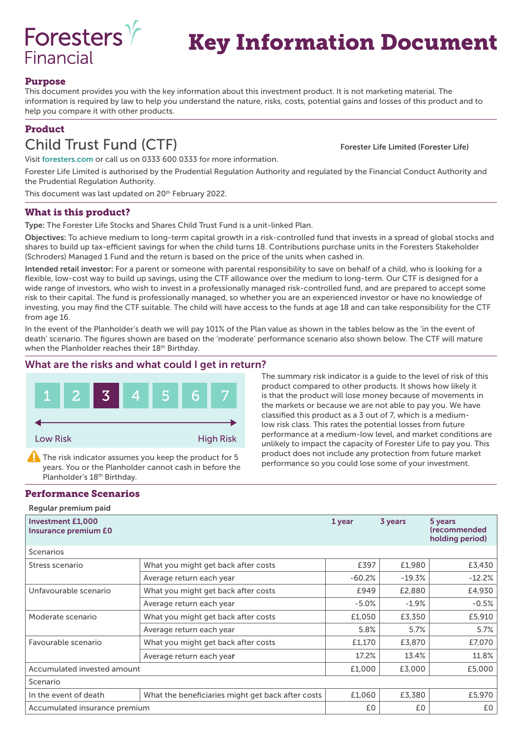Foresters Financial

# Key Information Document

## Purpose

This document provides you with the key information about this investment product. It is not marketing material. The information is required by law to help you understand the nature, risks, costs, potential gains and losses of this product and to help you compare it with other products.

## Product

### Child Trust Fund (CTF)

**Forester Life Limited (Forester Life)**

Visit foresters.com or call us on 0333 600 0333 for more information.

Forester Life Limited is authorised by the Prudential Regulation Authority and regulated by the Financial Conduct Authority and the Prudential Regulation Authority.

This document was last updated on 20th February 2022.

## What is this product?

**Type:** The Forester Life Stocks and Shares Child Trust Fund is a unit-linked Plan.

**Objectives:** To achieve medium to long-term capital growth in a risk-controlled fund that invests in a spread of global stocks and shares to build up tax-efficient savings for when the child turns 18. Contributions purchase units in the Foresters Stakeholder (Schroders) Managed 1 Fund and the return is based on the price of the units when cashed in.

**Intended retail investor:** For a parent or someone with parental responsibility to save on behalf of a child, who is looking for a flexible, low-cost way to build up savings, using the CTF allowance over the medium to long-term. Our CTF is designed for a wide range of investors, who wish to invest in a professionally managed risk-controlled fund, and are prepared to accept some risk to their capital. The fund is professionally managed, so whether you are an experienced investor or have no knowledge of investing, you may find the CTF suitable. The child will have access to the funds at age 18 and can take responsibility for the CTF from age 16.

In the event of the Planholder's death we will pay 101% of the Plan value as shown in the tables below as the 'in the event of death' scenario. The figures shown are based on the 'moderate' performance scenario also shown below. The CTF will mature when the Planholder reaches their 18th Birthday.

## What are the risks and what could I get in return?

1 | 2 | **3** | 4 | 5 | 6 | 7

Low Risk → High Risk

⚠ The risk indicator assumes you keep the product for 5 years. You or the Planholder cannot cash in before the Planholder's 18th Birthday.

The summary risk indicator is a guide to the level of risk of this product compared to other products. It shows how likely it is that the product will lose money because of movements in the markets or because we are not able to pay you. We have classified this product as a 3 out of 7, which is a medium-low risk class. This rates the potential losses from future performance at a medium-low level, and market conditions are unlikely to impact the capacity of Forester Life to pay you. This product does not include any protection from future market performance so you could lose some of your investment.

## Performance Scenarios

**Regular premium paid**

| **Investment £1,000**<br>**Insurance premium £0** | | **1 year** | **3 years** | **5 years (recommended holding period)** |
|---|---|---|---|---|
| Scenarios | | | | |
| Stress scenario | What you might get back after costs | £397 | £1,980 | £3,430 |
| | Average return each year | -60.2% | -19.3% | -12.2% |
| Unfavourable scenario | What you might get back after costs | £949 | £2,880 | £4,930 |
| | Average return each year | -5.0% | -1.9% | -0.5% |
| Moderate scenario | What you might get back after costs | £1,050 | £3,350 | £5,910 |
| | Average return each year | 5.8% | 5.7% | 5.7% |
| Favourable scenario | What you might get back after costs | £1,170 | £3,870 | £7,070 |
| | Average return each year | 17.2% | 13.4% | 11.8% |
| Accumulated invested amount | | £1,000 | £3,000 | £5,000 |
| Scenario | | | | |
| In the event of death | What the beneficiaries might get back after costs | £1,060 | £3,380 | £5,970 |
| Accumulated insurance premium | | £0 | £0 | £0 |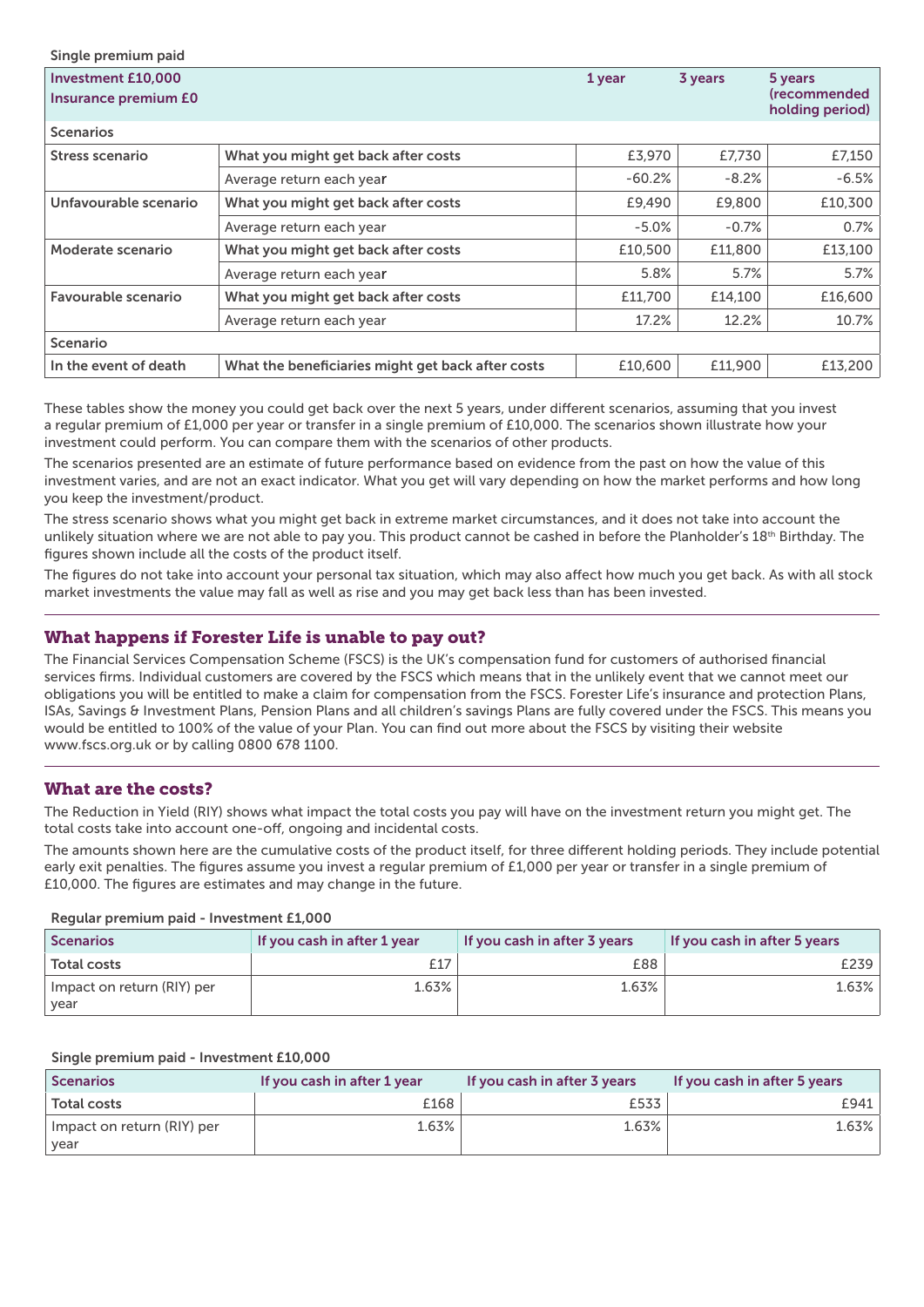Single premium paid

| Investment £10,000<br>Insurance premium £0 | | 1 year | 3 years | 5 years (recommended holding period) |
|---|---|---|---|---|
| **Scenarios** | | | | |
| Stress scenario | What you might get back after costs | £3,970 | £7,730 | £7,150 |
| | Average return each year | -60.2% | -8.2% | -6.5% |
| Unfavourable scenario | What you might get back after costs | £9,490 | £9,800 | £10,300 |
| | Average return each year | -5.0% | -0.7% | 0.7% |
| Moderate scenario | What you might get back after costs | £10,500 | £11,800 | £13,100 |
| | Average return each year | 5.8% | 5.7% | 5.7% |
| Favourable scenario | What you might get back after costs | £11,700 | £14,100 | £16,600 |
| | Average return each year | 17.2% | 12.2% | 10.7% |
| **Scenario** | | | | |
| In the event of death | What the beneficiaries might get back after costs | £10,600 | £11,900 | £13,200 |

These tables show the money you could get back over the next 5 years, under different scenarios, assuming that you invest a regular premium of £1,000 per year or transfer in a single premium of £10,000. The scenarios shown illustrate how your investment could perform. You can compare them with the scenarios of other products.

The scenarios presented are an estimate of future performance based on evidence from the past on how the value of this investment varies, and are not an exact indicator. What you get will vary depending on how the market performs and how long you keep the investment/product.

The stress scenario shows what you might get back in extreme market circumstances, and it does not take into account the unlikely situation where we are not able to pay you. This product cannot be cashed in before the Planholder's 18th Birthday. The figures shown include all the costs of the product itself.

The figures do not take into account your personal tax situation, which may also affect how much you get back. As with all stock market investments the value may fall as well as rise and you may get back less than has been invested.

## What happens if Forester Life is unable to pay out?

The Financial Services Compensation Scheme (FSCS) is the UK's compensation fund for customers of authorised financial services firms. Individual customers are covered by the FSCS which means that in the unlikely event that we cannot meet our obligations you will be entitled to make a claim for compensation from the FSCS. Forester Life's insurance and protection Plans, ISAs, Savings & Investment Plans, Pension Plans and all children's savings Plans are fully covered under the FSCS. This means you would be entitled to 100% of the value of your Plan. You can find out more about the FSCS by visiting their website www.fscs.org.uk or by calling 0800 678 1100.

## What are the costs?

The Reduction in Yield (RIY) shows what impact the total costs you pay will have on the investment return you might get. The total costs take into account one-off, ongoing and incidental costs.

The amounts shown here are the cumulative costs of the product itself, for three different holding periods. They include potential early exit penalties. The figures assume you invest a regular premium of £1,000 per year or transfer in a single premium of £10,000. The figures are estimates and may change in the future.

Regular premium paid - Investment £1,000

| Scenarios | If you cash in after 1 year | If you cash in after 3 years | If you cash in after 5 years |
|---|---|---|---|
| Total costs | £17 | £88 | £239 |
| Impact on return (RIY) per year | 1.63% | 1.63% | 1.63% |

Single premium paid - Investment £10,000

| Scenarios | If you cash in after 1 year | If you cash in after 3 years | If you cash in after 5 years |
|---|---|---|---|
| Total costs | £168 | £533 | £941 |
| Impact on return (RIY) per year | 1.63% | 1.63% | 1.63% |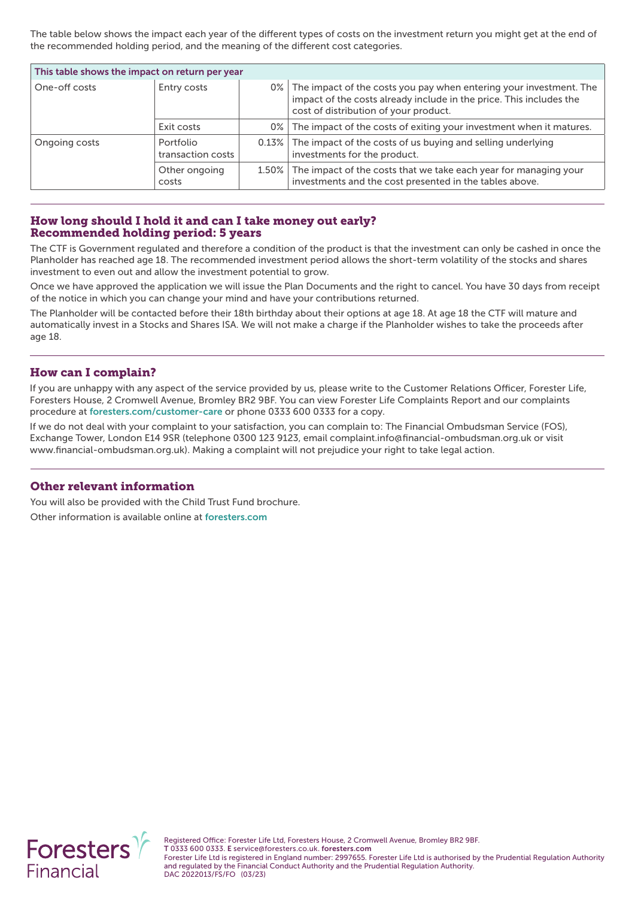The table below shows the impact each year of the different types of costs on the investment return you might get at the end of the recommended holding period, and the meaning of the different cost categories.

| This table shows the impact on return per year | | | |
|---|---|---|---|
| One-off costs | Entry costs | 0% | The impact of the costs you pay when entering your investment. The impact of the costs already include in the price. This includes the cost of distribution of your product. |
| | Exit costs | 0% | The impact of the costs of exiting your investment when it matures. |
| Ongoing costs | Portfolio transaction costs | 0.13% | The impact of the costs of us buying and selling underlying investments for the product. |
| | Other ongoing costs | 1.50% | The impact of the costs that we take each year for managing your investments and the cost presented in the tables above. |

## How long should I hold it and can I take money out early?
## Recommended holding period: 5 years

The CTF is Government regulated and therefore a condition of the product is that the investment can only be cashed in once the Planholder has reached age 18. The recommended investment period allows the short-term volatility of the stocks and shares investment to even out and allow the investment potential to grow.

Once we have approved the application we will issue the Plan Documents and the right to cancel. You have 30 days from receipt of the notice in which you can change your mind and have your contributions returned.

The Planholder will be contacted before their 18th birthday about their options at age 18. At age 18 the CTF will mature and automatically invest in a Stocks and Shares ISA. We will not make a charge if the Planholder wishes to take the proceeds after age 18.

## How can I complain?

If you are unhappy with any aspect of the service provided by us, please write to the Customer Relations Officer, Forester Life, Foresters House, 2 Cromwell Avenue, Bromley BR2 9BF. You can view Forester Life Complaints Report and our complaints procedure at foresters.com/customer-care or phone 0333 600 0333 for a copy.

If we do not deal with your complaint to your satisfaction, you can complain to: The Financial Ombudsman Service (FOS), Exchange Tower, London E14 9SR (telephone 0300 123 9123, email complaint.info@financial-ombudsman.org.uk or visit www.financial-ombudsman.org.uk). Making a complaint will not prejudice your right to take legal action.

## Other relevant information

You will also be provided with the Child Trust Fund brochure.

Other information is available online at foresters.com

Foresters Financial

Registered Office: Forester Life Ltd, Foresters House, 2 Cromwell Avenue, Bromley BR2 9BF.
T 0333 600 0333. E service@foresters.co.uk. foresters.com
Forester Life Ltd is registered in England number: 2997655. Forester Life Ltd is authorised by the Prudential Regulation Authority and regulated by the Financial Conduct Authority and the Prudential Regulation Authority.
DAC 2022013/FS/FO (03/23)